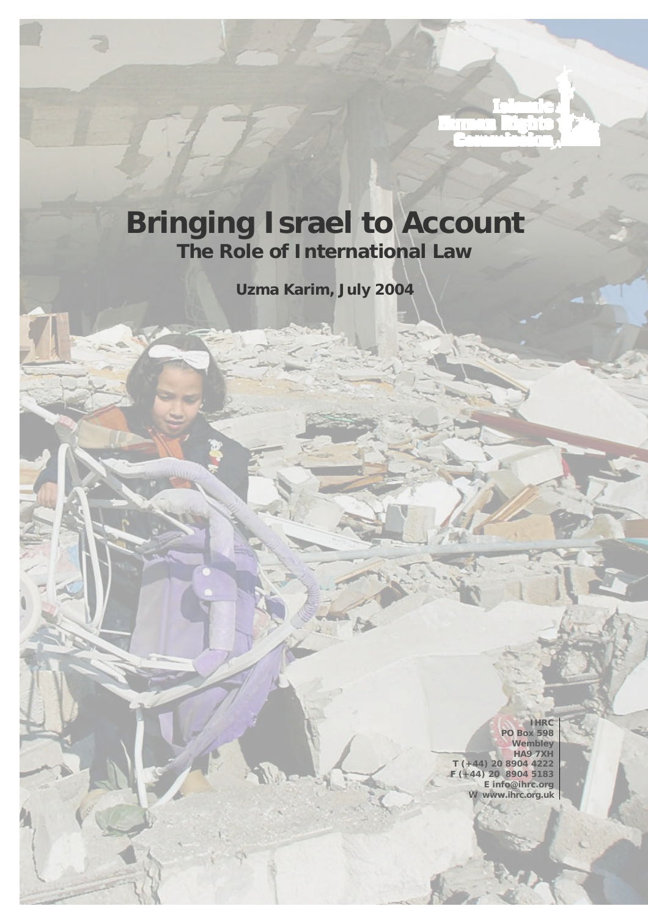Islamic Human Rights Commission

# Bringing Israel to Account

## The Role of International Law

**Uzma Karim, July 2004**

**IHRC**
**PO Box 598**
**Wembley**
**HA9 7XH**
**T (+44) 20 8904 4222**
**F (+44) 20 8904 5183**
**E info@ihrc.org**
**W www.ihrc.org.uk**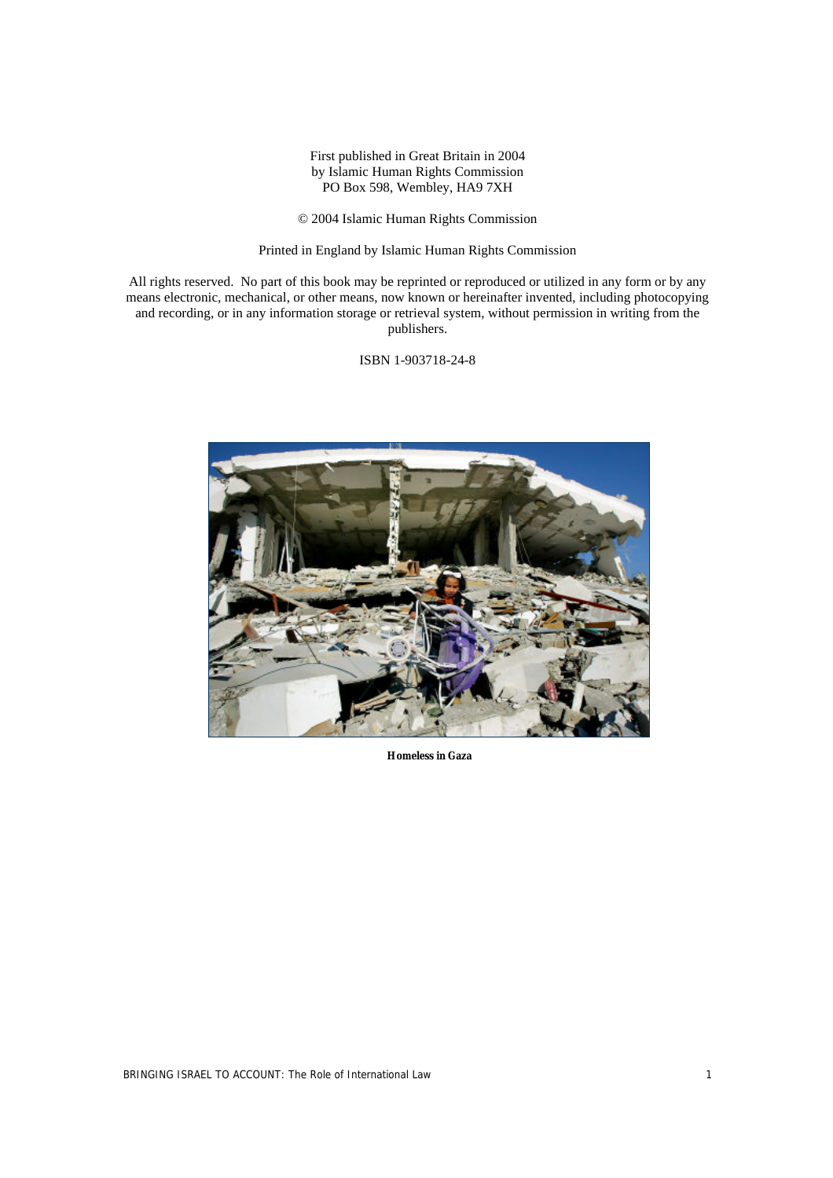First published in Great Britain in 2004
by Islamic Human Rights Commission
PO Box 598, Wembley, HA9 7XH

© 2004 Islamic Human Rights Commission

Printed in England by Islamic Human Rights Commission

All rights reserved. No part of this book may be reprinted or reproduced or utilized in any form or by any means electronic, mechanical, or other means, now known or hereinafter invented, including photocopying and recording, or in any information storage or retrieval system, without permission in writing from the publishers.

ISBN 1-903718-24-8

**Homeless in Gaza**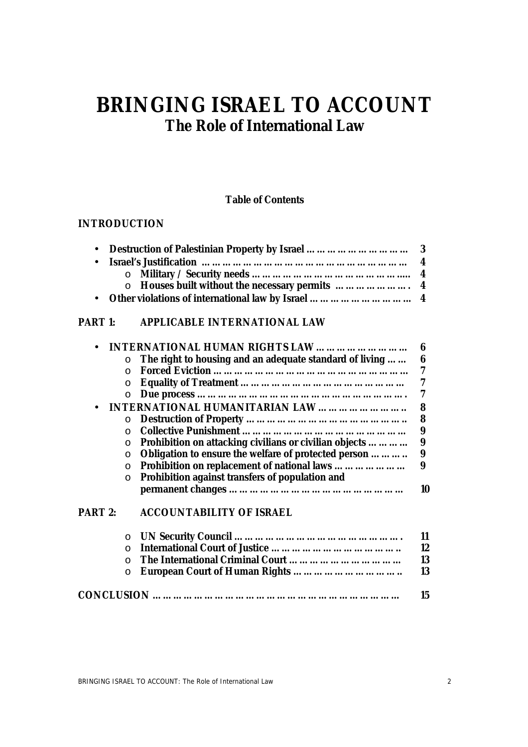# BRINGING ISRAEL TO ACCOUNT

## The Role of International Law

**Table of Contents**

**INTRODUCTION**

- **Destruction of Palestinian Property by Israel ……………………… 3**
- **Israel's Justification ………………………………………………… 4**
  - **Military / Security needs …………………………………….. 4**
  - **Houses built without the necessary permits ……………….. 4**
- **Other violations of international law by Israel ……………………… 4**

**PART 1: APPLICABLE INTERNATIONAL LAW**

- **INTERNATIONAL HUMAN RIGHTS LAW ……………………… 6**
  - **The right to housing and an adequate standard of living …… 6**
  - **Forced Eviction ……………………………………………… 7**
  - **Equality of Treatment ……………………………………… 7**
  - **Due process ………………………………………………… 7**
- **INTERNATIONAL HUMANITARIAN LAW …………………… 8**
  - **Destruction of Property …………………………………… 8**
  - **Collective Punishment …………………………………… 9**
  - **Prohibition on attacking civilians or civilian objects ……… 9**
  - **Obligation to ensure the welfare of protected person ……… 9**
  - **Prohibition on replacement of national laws ……………… 9**
  - **Prohibition against transfers of population and permanent changes ………………………………………… 10**

**PART 2: ACCOUNTABILITY OF ISRAEL**

- **UN Security Council ……………………………………… 11**
- **International Court of Justice ……………………………… 12**
- **The International Criminal Court ………………………… 13**
- **European Court of Human Rights ………………………… 13**

**CONCLUSION ………………………………………………………… 15**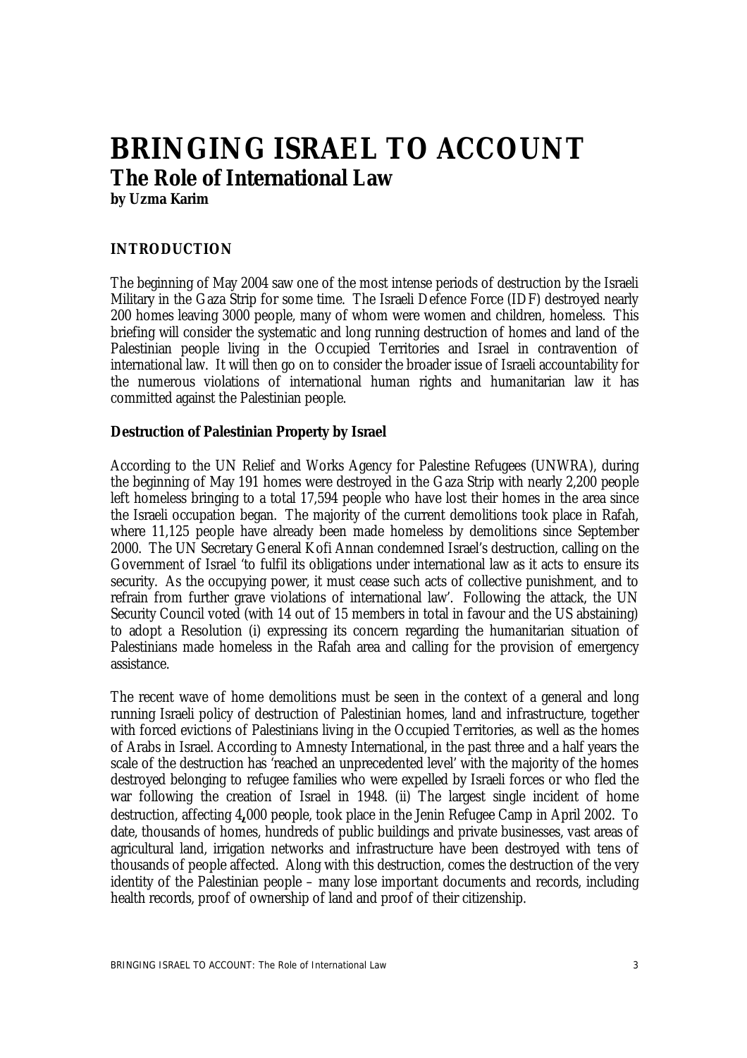# BRINGING ISRAEL TO ACCOUNT

## The Role of International Law

**by Uzma Karim**

### INTRODUCTION

The beginning of May 2004 saw one of the most intense periods of destruction by the Israeli Military in the Gaza Strip for some time. The Israeli Defence Force (IDF) destroyed nearly 200 homes leaving 3000 people, many of whom were women and children, homeless. This briefing will consider the systematic and long running destruction of homes and land of the Palestinian people living in the Occupied Territories and Israel in contravention of international law. It will then go on to consider the broader issue of Israeli accountability for the numerous violations of international human rights and humanitarian law it has committed against the Palestinian people.

**Destruction of Palestinian Property by Israel**

According to the UN Relief and Works Agency for Palestine Refugees (UNWRA), during the beginning of May 191 homes were destroyed in the Gaza Strip with nearly 2,200 people left homeless bringing to a total 17,594 people who have lost their homes in the area since the Israeli occupation began. The majority of the current demolitions took place in Rafah, where 11,125 people have already been made homeless by demolitions since September 2000. The UN Secretary General Kofi Annan condemned Israel's destruction, calling on the Government of Israel 'to fulfil its obligations under international law as it acts to ensure its security. As the occupying power, it must cease such acts of collective punishment, and to refrain from further grave violations of international law'. Following the attack, the UN Security Council voted (with 14 out of 15 members in total in favour and the US abstaining) to adopt a Resolution (i) expressing its concern regarding the humanitarian situation of Palestinians made homeless in the Rafah area and calling for the provision of emergency assistance.

The recent wave of home demolitions must be seen in the context of a general and long running Israeli policy of destruction of Palestinian homes, land and infrastructure, together with forced evictions of Palestinians living in the Occupied Territories, as well as the homes of Arabs in Israel. According to Amnesty International, in the past three and a half years the scale of the destruction has 'reached an unprecedented level' with the majority of the homes destroyed belonging to refugee families who were expelled by Israeli forces or who fled the war following the creation of Israel in 1948. (ii) The largest single incident of home destruction, affecting 4,000 people, took place in the Jenin Refugee Camp in April 2002. To date, thousands of homes, hundreds of public buildings and private businesses, vast areas of agricultural land, irrigation networks and infrastructure have been destroyed with tens of thousands of people affected. Along with this destruction, comes the destruction of the very identity of the Palestinian people – many lose important documents and records, including health records, proof of ownership of land and proof of their citizenship.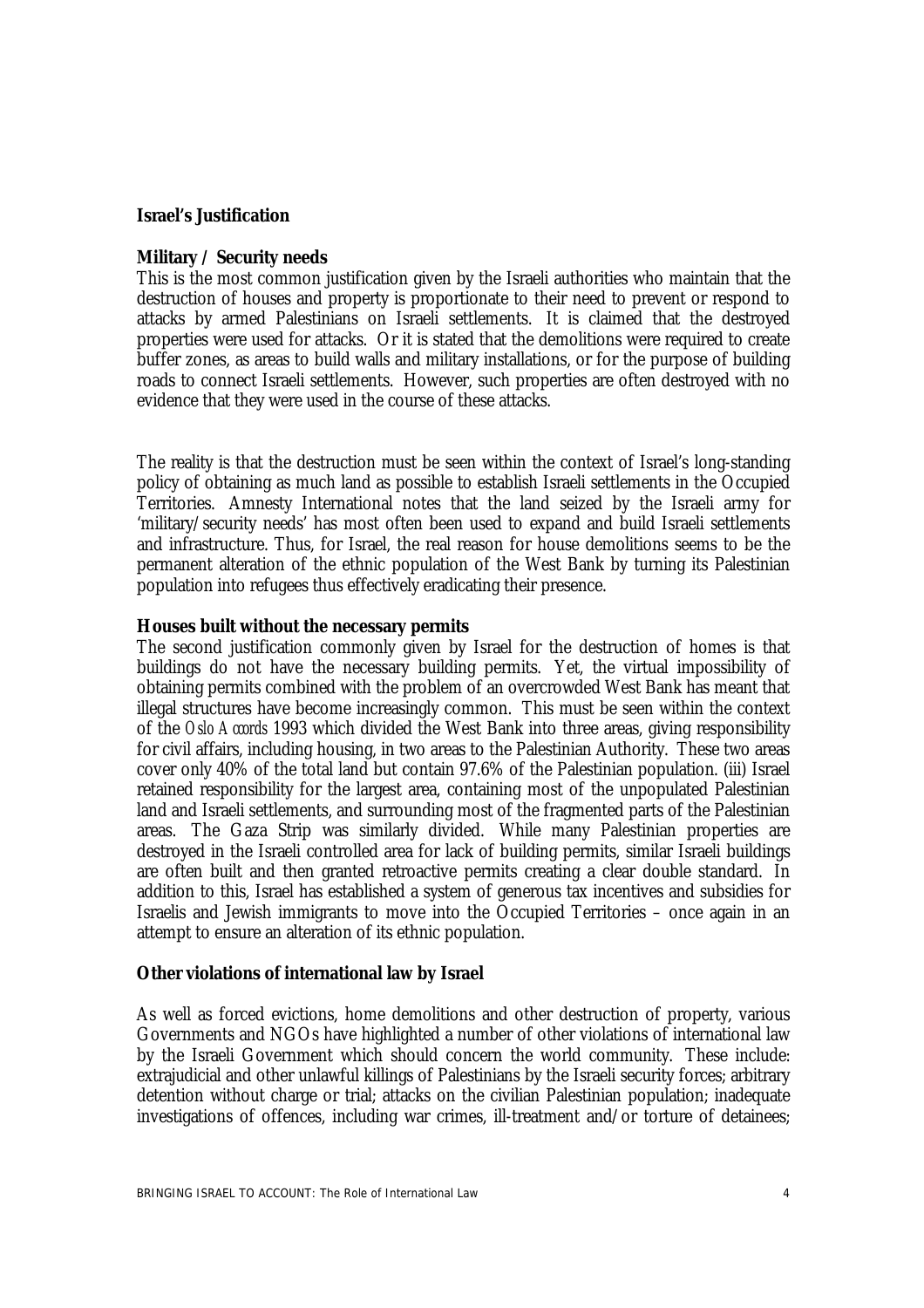**Israel's Justification**

**Military / Security needs**

This is the most common justification given by the Israeli authorities who maintain that the destruction of houses and property is proportionate to their need to prevent or respond to attacks by armed Palestinians on Israeli settlements. It is claimed that the destroyed properties were used for attacks. Or it is stated that the demolitions were required to create buffer zones, as areas to build walls and military installations, or for the purpose of building roads to connect Israeli settlements. However, such properties are often destroyed with no evidence that they were used in the course of these attacks.

The reality is that the destruction must be seen within the context of Israel's long-standing policy of obtaining as much land as possible to establish Israeli settlements in the Occupied Territories. Amnesty International notes that the land seized by the Israeli army for 'military/security needs' has most often been used to expand and build Israeli settlements and infrastructure. Thus, for Israel, the real reason for house demolitions seems to be the permanent alteration of the ethnic population of the West Bank by turning its Palestinian population into refugees thus effectively eradicating their presence.

**Houses built without the necessary permits**

The second justification commonly given by Israel for the destruction of homes is that buildings do not have the necessary building permits. Yet, the virtual impossibility of obtaining permits combined with the problem of an overcrowded West Bank has meant that illegal structures have become increasingly common. This must be seen within the context of the *Oslo Accords* 1993 which divided the West Bank into three areas, giving responsibility for civil affairs, including housing, in two areas to the Palestinian Authority. These two areas cover only 40% of the total land but contain 97.6% of the Palestinian population. (iii) Israel retained responsibility for the largest area, containing most of the unpopulated Palestinian land and Israeli settlements, and surrounding most of the fragmented parts of the Palestinian areas. The Gaza Strip was similarly divided. While many Palestinian properties are destroyed in the Israeli controlled area for lack of building permits, similar Israeli buildings are often built and then granted retroactive permits creating a clear double standard. In addition to this, Israel has established a system of generous tax incentives and subsidies for Israelis and Jewish immigrants to move into the Occupied Territories – once again in an attempt to ensure an alteration of its ethnic population.

**Other violations of international law by Israel**

As well as forced evictions, home demolitions and other destruction of property, various Governments and NGOs have highlighted a number of other violations of international law by the Israeli Government which should concern the world community. These include: extrajudicial and other unlawful killings of Palestinians by the Israeli security forces; arbitrary detention without charge or trial; attacks on the civilian Palestinian population; inadequate investigations of offences, including war crimes, ill-treatment and/or torture of detainees;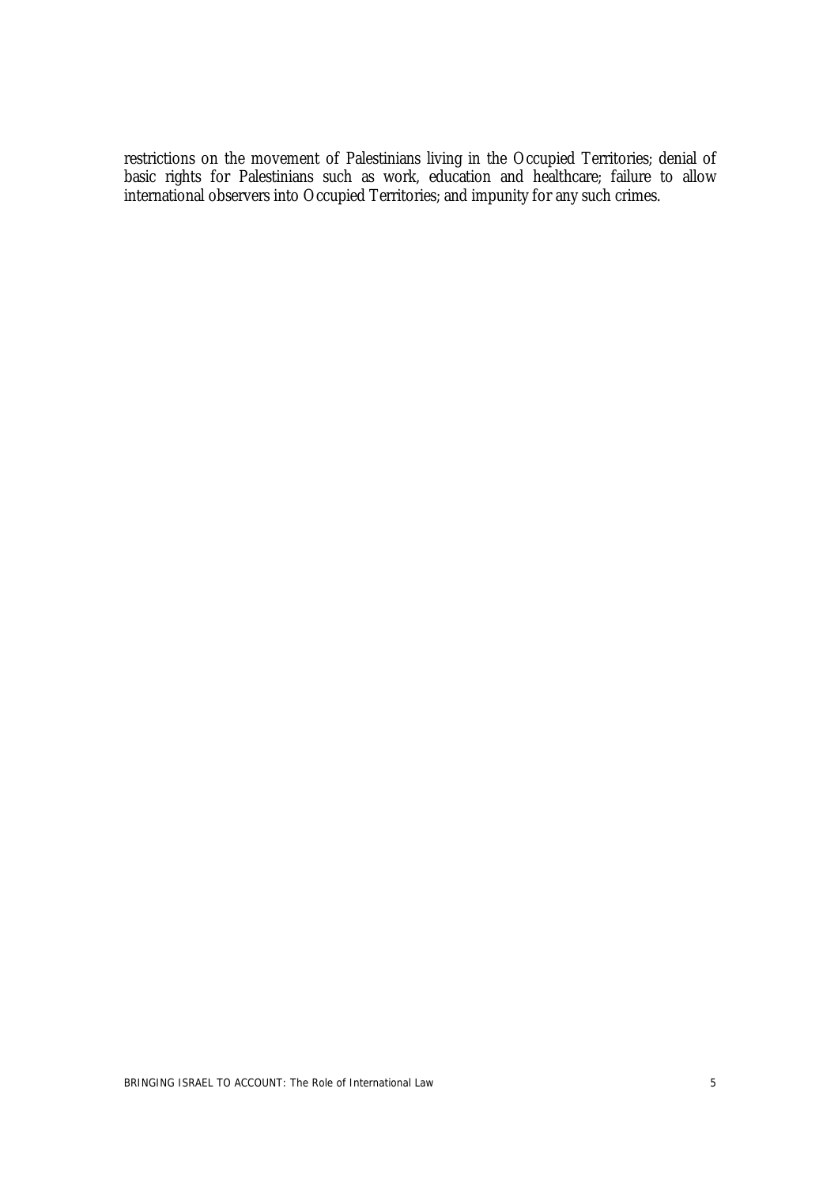restrictions on the movement of Palestinians living in the Occupied Territories; denial of basic rights for Palestinians such as work, education and healthcare; failure to allow international observers into Occupied Territories; and impunity for any such crimes.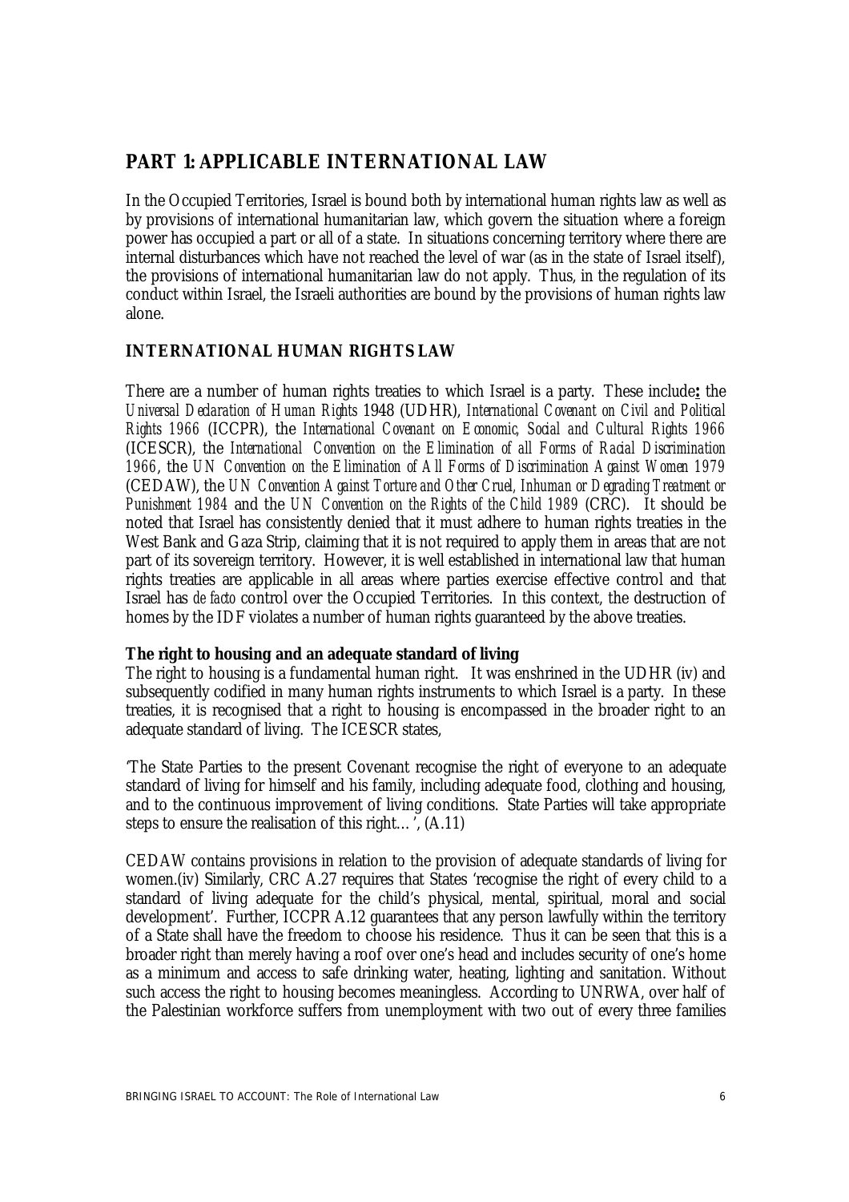## PART 1: APPLICABLE INTERNATIONAL LAW

In the Occupied Territories, Israel is bound both by international human rights law as well as by provisions of international humanitarian law, which govern the situation where a foreign power has occupied a part or all of a state. In situations concerning territory where there are internal disturbances which have not reached the level of war (as in the state of Israel itself), the provisions of international humanitarian law do not apply. Thus, in the regulation of its conduct within Israel, the Israeli authorities are bound by the provisions of human rights law alone.

### INTERNATIONAL HUMAN RIGHTS LAW

There are a number of human rights treaties to which Israel is a party. These include**:** the *Universal Declaration of Human Rights* 1948 (UDHR), *International Covenant on Civil and Political Rights 1966* (ICCPR), the *International Covenant on Economic, Social and Cultural Rights 1966* (ICESCR), the *International Convention on the Elimination of all Forms of Racial Discrimination 1966*, the *UN Convention on the Elimination of All Forms of Discrimination Against Women 1979* (CEDAW), the *UN Convention Against Torture and Other Cruel, Inhuman or Degrading Treatment or Punishment 1984* and the *UN Convention on the Rights of the Child 1989* (CRC). It should be noted that Israel has consistently denied that it must adhere to human rights treaties in the West Bank and Gaza Strip, claiming that it is not required to apply them in areas that are not part of its sovereign territory. However, it is well established in international law that human rights treaties are applicable in all areas where parties exercise effective control and that Israel has *de facto* control over the Occupied Territories. In this context, the destruction of homes by the IDF violates a number of human rights guaranteed by the above treaties.

**The right to housing and an adequate standard of living**

The right to housing is a fundamental human right. It was enshrined in the UDHR (iv) and subsequently codified in many human rights instruments to which Israel is a party. In these treaties, it is recognised that a right to housing is encompassed in the broader right to an adequate standard of living. The ICESCR states,

'The State Parties to the present Covenant recognise the right of everyone to an adequate standard of living for himself and his family, including adequate food, clothing and housing, and to the continuous improvement of living conditions. State Parties will take appropriate steps to ensure the realisation of this right… ', (A.11)

CEDAW contains provisions in relation to the provision of adequate standards of living for women.(iv) Similarly, CRC A.27 requires that States 'recognise the right of every child to a standard of living adequate for the child's physical, mental, spiritual, moral and social development'. Further, ICCPR A.12 guarantees that any person lawfully within the territory of a State shall have the freedom to choose his residence. Thus it can be seen that this is a broader right than merely having a roof over one's head and includes security of one's home as a minimum and access to safe drinking water, heating, lighting and sanitation. Without such access the right to housing becomes meaningless. According to UNRWA, over half of the Palestinian workforce suffers from unemployment with two out of every three families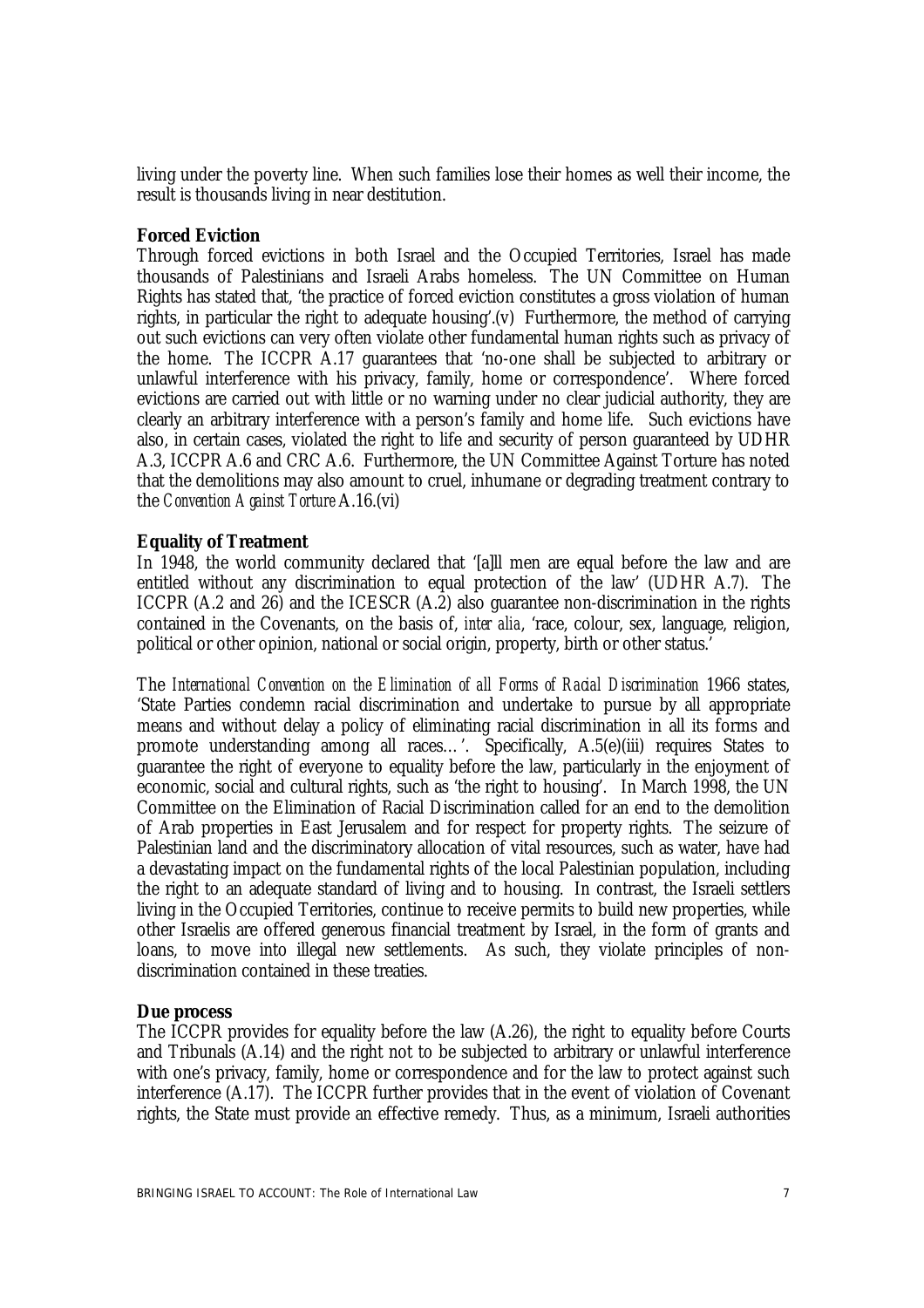living under the poverty line. When such families lose their homes as well their income, the result is thousands living in near destitution.

**Forced Eviction**

Through forced evictions in both Israel and the Occupied Territories, Israel has made thousands of Palestinians and Israeli Arabs homeless. The UN Committee on Human Rights has stated that, 'the practice of forced eviction constitutes a gross violation of human rights, in particular the right to adequate housing'.(v) Furthermore, the method of carrying out such evictions can very often violate other fundamental human rights such as privacy of the home. The ICCPR A.17 guarantees that 'no-one shall be subjected to arbitrary or unlawful interference with his privacy, family, home or correspondence'. Where forced evictions are carried out with little or no warning under no clear judicial authority, they are clearly an arbitrary interference with a person's family and home life. Such evictions have also, in certain cases, violated the right to life and security of person guaranteed by UDHR A.3, ICCPR A.6 and CRC A.6. Furthermore, the UN Committee Against Torture has noted that the demolitions may also amount to cruel, inhumane or degrading treatment contrary to the *Convention Against Torture* A.16.(vi)

**Equality of Treatment**

In 1948, the world community declared that '[a]ll men are equal before the law and are entitled without any discrimination to equal protection of the law' (UDHR A.7). The ICCPR (A.2 and 26) and the ICESCR (A.2) also guarantee non-discrimination in the rights contained in the Covenants, on the basis of, *inter alia*, 'race, colour, sex, language, religion, political or other opinion, national or social origin, property, birth or other status.'

The *International Convention on the Elimination of all Forms of Racial Discrimination* 1966 states, 'State Parties condemn racial discrimination and undertake to pursue by all appropriate means and without delay a policy of eliminating racial discrimination in all its forms and promote understanding among all races…'. Specifically, A.5(e)(iii) requires States to guarantee the right of everyone to equality before the law, particularly in the enjoyment of economic, social and cultural rights, such as 'the right to housing'. In March 1998, the UN Committee on the Elimination of Racial Discrimination called for an end to the demolition of Arab properties in East Jerusalem and for respect for property rights. The seizure of Palestinian land and the discriminatory allocation of vital resources, such as water, have had a devastating impact on the fundamental rights of the local Palestinian population, including the right to an adequate standard of living and to housing. In contrast, the Israeli settlers living in the Occupied Territories, continue to receive permits to build new properties, while other Israelis are offered generous financial treatment by Israel, in the form of grants and loans, to move into illegal new settlements. As such, they violate principles of non-discrimination contained in these treaties.

**Due process**

The ICCPR provides for equality before the law (A.26), the right to equality before Courts and Tribunals (A.14) and the right not to be subjected to arbitrary or unlawful interference with one's privacy, family, home or correspondence and for the law to protect against such interference (A.17). The ICCPR further provides that in the event of violation of Covenant rights, the State must provide an effective remedy. Thus, as a minimum, Israeli authorities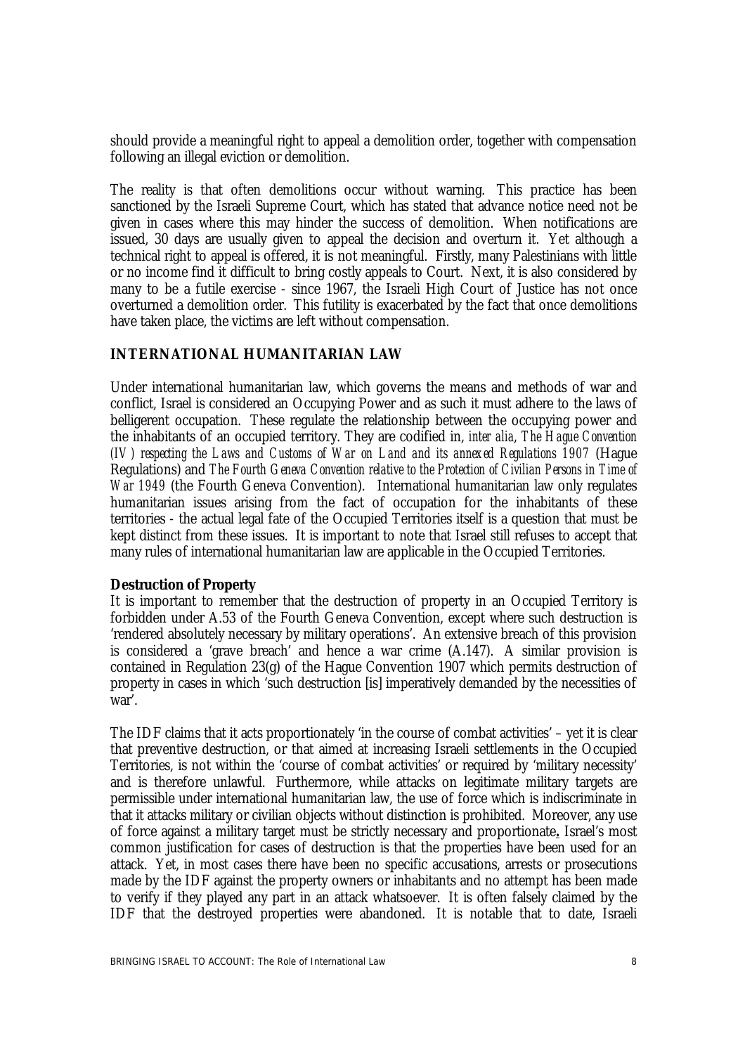should provide a meaningful right to appeal a demolition order, together with compensation following an illegal eviction or demolition.

The reality is that often demolitions occur without warning. This practice has been sanctioned by the Israeli Supreme Court, which has stated that advance notice need not be given in cases where this may hinder the success of demolition. When notifications are issued, 30 days are usually given to appeal the decision and overturn it. Yet although a technical right to appeal is offered, it is not meaningful. Firstly, many Palestinians with little or no income find it difficult to bring costly appeals to Court. Next, it is also considered by many to be a futile exercise - since 1967, the Israeli High Court of Justice has not once overturned a demolition order. This futility is exacerbated by the fact that once demolitions have taken place, the victims are left without compensation.

## INTERNATIONAL HUMANITARIAN LAW

Under international humanitarian law, which governs the means and methods of war and conflict, Israel is considered an Occupying Power and as such it must adhere to the laws of belligerent occupation. These regulate the relationship between the occupying power and the inhabitants of an occupied territory. They are codified in, *inter alia*, *The Hague Convention (IV) respecting the Laws and Customs of War on Land and its annexed Regulations 1907* (Hague Regulations) and *The Fourth Geneva Convention relative to the Protection of Civilian Persons in Time of War 1949* (the Fourth Geneva Convention). International humanitarian law only regulates humanitarian issues arising from the fact of occupation for the inhabitants of these territories - the actual legal fate of the Occupied Territories itself is a question that must be kept distinct from these issues. It is important to note that Israel still refuses to accept that many rules of international humanitarian law are applicable in the Occupied Territories.

### Destruction of Property

It is important to remember that the destruction of property in an Occupied Territory is forbidden under A.53 of the Fourth Geneva Convention, except where such destruction is 'rendered absolutely necessary by military operations'. An extensive breach of this provision is considered a 'grave breach' and hence a war crime (A.147). A similar provision is contained in Regulation 23(g) of the Hague Convention 1907 which permits destruction of property in cases in which 'such destruction [is] imperatively demanded by the necessities of war'.

The IDF claims that it acts proportionately 'in the course of combat activities' – yet it is clear that preventive destruction, or that aimed at increasing Israeli settlements in the Occupied Territories, is not within the 'course of combat activities' or required by 'military necessity' and is therefore unlawful. Furthermore, while attacks on legitimate military targets are permissible under international humanitarian law, the use of force which is indiscriminate in that it attacks military or civilian objects without distinction is prohibited. Moreover, any use of force against a military target must be strictly necessary and proportionate**.** Israel's most common justification for cases of destruction is that the properties have been used for an attack. Yet, in most cases there have been no specific accusations, arrests or prosecutions made by the IDF against the property owners or inhabitants and no attempt has been made to verify if they played any part in an attack whatsoever. It is often falsely claimed by the IDF that the destroyed properties were abandoned. It is notable that to date, Israeli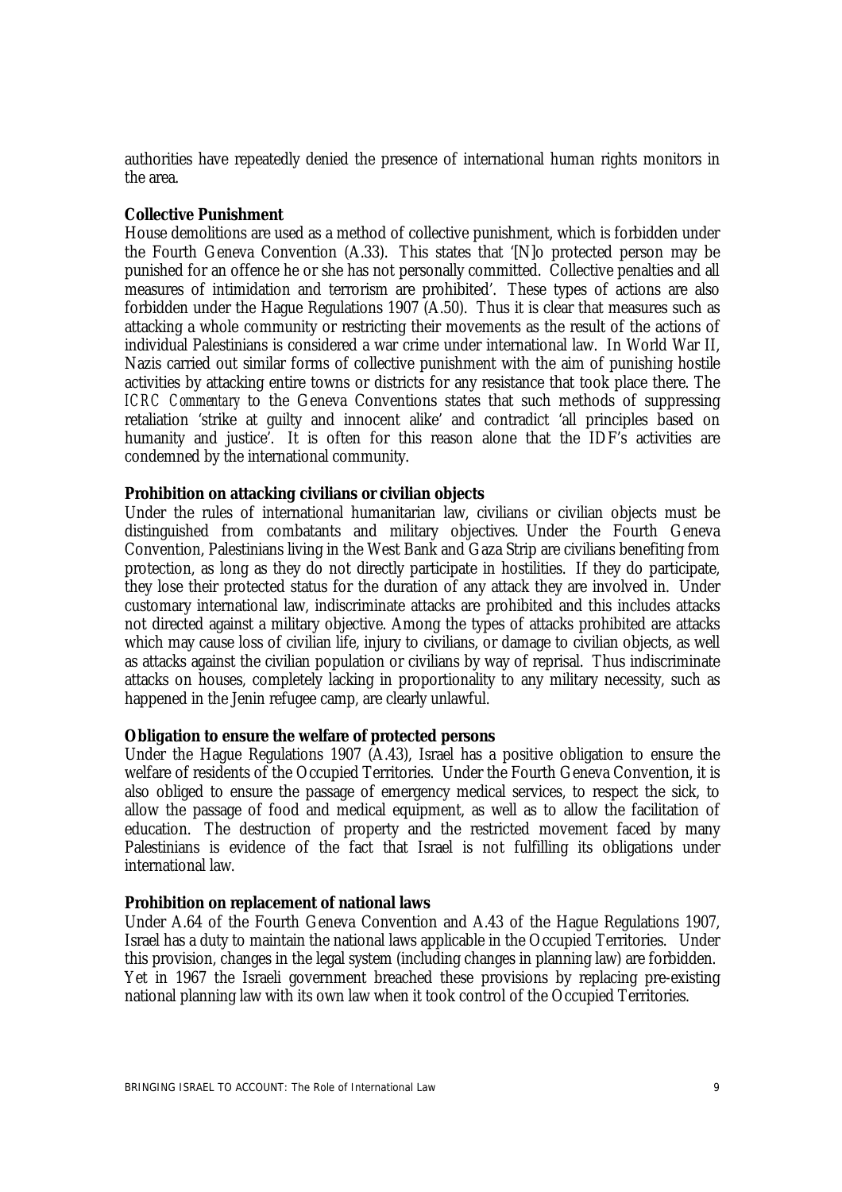authorities have repeatedly denied the presence of international human rights monitors in the area.

**Collective Punishment**

House demolitions are used as a method of collective punishment, which is forbidden under the Fourth Geneva Convention (A.33). This states that '[N]o protected person may be punished for an offence he or she has not personally committed. Collective penalties and all measures of intimidation and terrorism are prohibited'. These types of actions are also forbidden under the Hague Regulations 1907 (A.50). Thus it is clear that measures such as attacking a whole community or restricting their movements as the result of the actions of individual Palestinians is considered a war crime under international law. In World War II, Nazis carried out similar forms of collective punishment with the aim of punishing hostile activities by attacking entire towns or districts for any resistance that took place there. The *ICRC Commentary* to the Geneva Conventions states that such methods of suppressing retaliation 'strike at guilty and innocent alike' and contradict 'all principles based on humanity and justice'. It is often for this reason alone that the IDF's activities are condemned by the international community.

**Prohibition on attacking civilians or civilian objects**

Under the rules of international humanitarian law, civilians or civilian objects must be distinguished from combatants and military objectives. Under the Fourth Geneva Convention, Palestinians living in the West Bank and Gaza Strip are civilians benefiting from protection, as long as they do not directly participate in hostilities. If they do participate, they lose their protected status for the duration of any attack they are involved in. Under customary international law, indiscriminate attacks are prohibited and this includes attacks not directed against a military objective. Among the types of attacks prohibited are attacks which may cause loss of civilian life, injury to civilians, or damage to civilian objects, as well as attacks against the civilian population or civilians by way of reprisal. Thus indiscriminate attacks on houses, completely lacking in proportionality to any military necessity, such as happened in the Jenin refugee camp, are clearly unlawful.

**Obligation to ensure the welfare of protected persons**

Under the Hague Regulations 1907 (A.43), Israel has a positive obligation to ensure the welfare of residents of the Occupied Territories. Under the Fourth Geneva Convention, it is also obliged to ensure the passage of emergency medical services, to respect the sick, to allow the passage of food and medical equipment, as well as to allow the facilitation of education. The destruction of property and the restricted movement faced by many Palestinians is evidence of the fact that Israel is not fulfilling its obligations under international law.

**Prohibition on replacement of national laws**

Under A.64 of the Fourth Geneva Convention and A.43 of the Hague Regulations 1907, Israel has a duty to maintain the national laws applicable in the Occupied Territories. Under this provision, changes in the legal system (including changes in planning law) are forbidden. Yet in 1967 the Israeli government breached these provisions by replacing pre-existing national planning law with its own law when it took control of the Occupied Territories.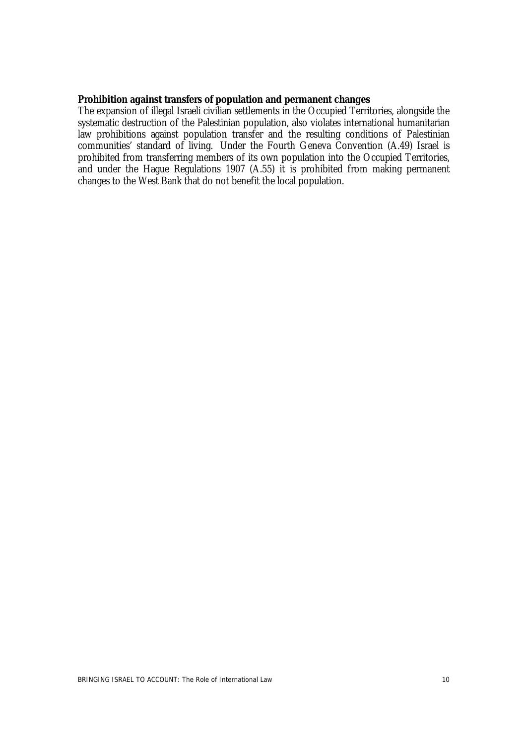**Prohibition against transfers of population and permanent changes**

The expansion of illegal Israeli civilian settlements in the Occupied Territories, alongside the systematic destruction of the Palestinian population, also violates international humanitarian law prohibitions against population transfer and the resulting conditions of Palestinian communities' standard of living. Under the Fourth Geneva Convention (A.49) Israel is prohibited from transferring members of its own population into the Occupied Territories, and under the Hague Regulations 1907 (A.55) it is prohibited from making permanent changes to the West Bank that do not benefit the local population.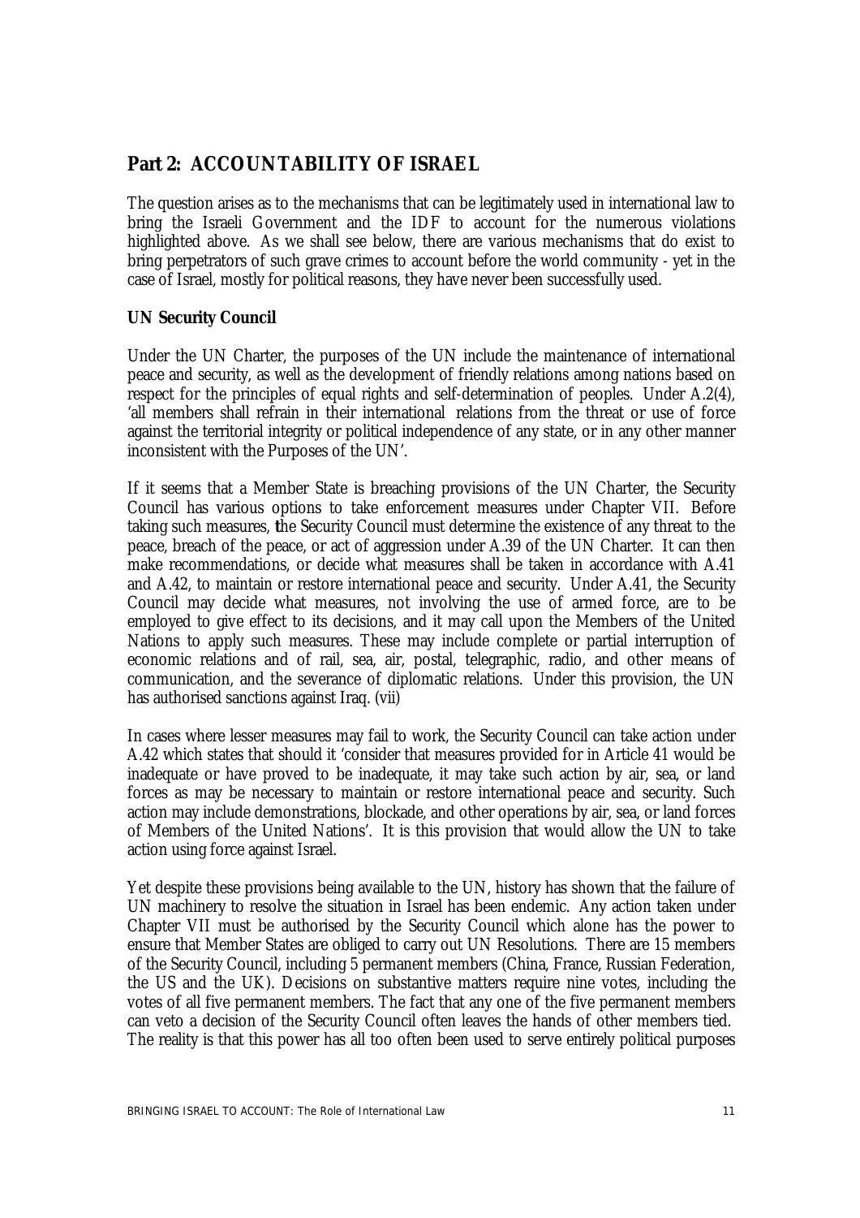## Part 2: ACCOUNTABILITY OF ISRAEL

The question arises as to the mechanisms that can be legitimately used in international law to bring the Israeli Government and the IDF to account for the numerous violations highlighted above. As we shall see below, there are various mechanisms that do exist to bring perpetrators of such grave crimes to account before the world community - yet in the case of Israel, mostly for political reasons, they have never been successfully used.

### UN Security Council

Under the UN Charter, the purposes of the UN include the maintenance of international peace and security, as well as the development of friendly relations among nations based on respect for the principles of equal rights and self-determination of peoples. Under A.2(4), 'all members shall refrain in their international relations from the threat or use of force against the territorial integrity or political independence of any state, or in any other manner inconsistent with the Purposes of the UN'.

If it seems that a Member State is breaching provisions of the UN Charter, the Security Council has various options to take enforcement measures under Chapter VII. Before taking such measures, the Security Council must determine the existence of any threat to the peace, breach of the peace, or act of aggression under A.39 of the UN Charter. It can then make recommendations, or decide what measures shall be taken in accordance with A.41 and A.42, to maintain or restore international peace and security. Under A.41, the Security Council may decide what measures, not involving the use of armed force, are to be employed to give effect to its decisions, and it may call upon the Members of the United Nations to apply such measures. These may include complete or partial interruption of economic relations and of rail, sea, air, postal, telegraphic, radio, and other means of communication, and the severance of diplomatic relations. Under this provision, the UN has authorised sanctions against Iraq. (vii)

In cases where lesser measures may fail to work, the Security Council can take action under A.42 which states that should it 'consider that measures provided for in Article 41 would be inadequate or have proved to be inadequate, it may take such action by air, sea, or land forces as may be necessary to maintain or restore international peace and security. Such action may include demonstrations, blockade, and other operations by air, sea, or land forces of Members of the United Nations'. It is this provision that would allow the UN to take action using force against Israel.

Yet despite these provisions being available to the UN, history has shown that the failure of UN machinery to resolve the situation in Israel has been endemic. Any action taken under Chapter VII must be authorised by the Security Council which alone has the power to ensure that Member States are obliged to carry out UN Resolutions. There are 15 members of the Security Council, including 5 permanent members (China, France, Russian Federation, the US and the UK). Decisions on substantive matters require nine votes, including the votes of all five permanent members. The fact that any one of the five permanent members can veto a decision of the Security Council often leaves the hands of other members tied. The reality is that this power has all too often been used to serve entirely political purposes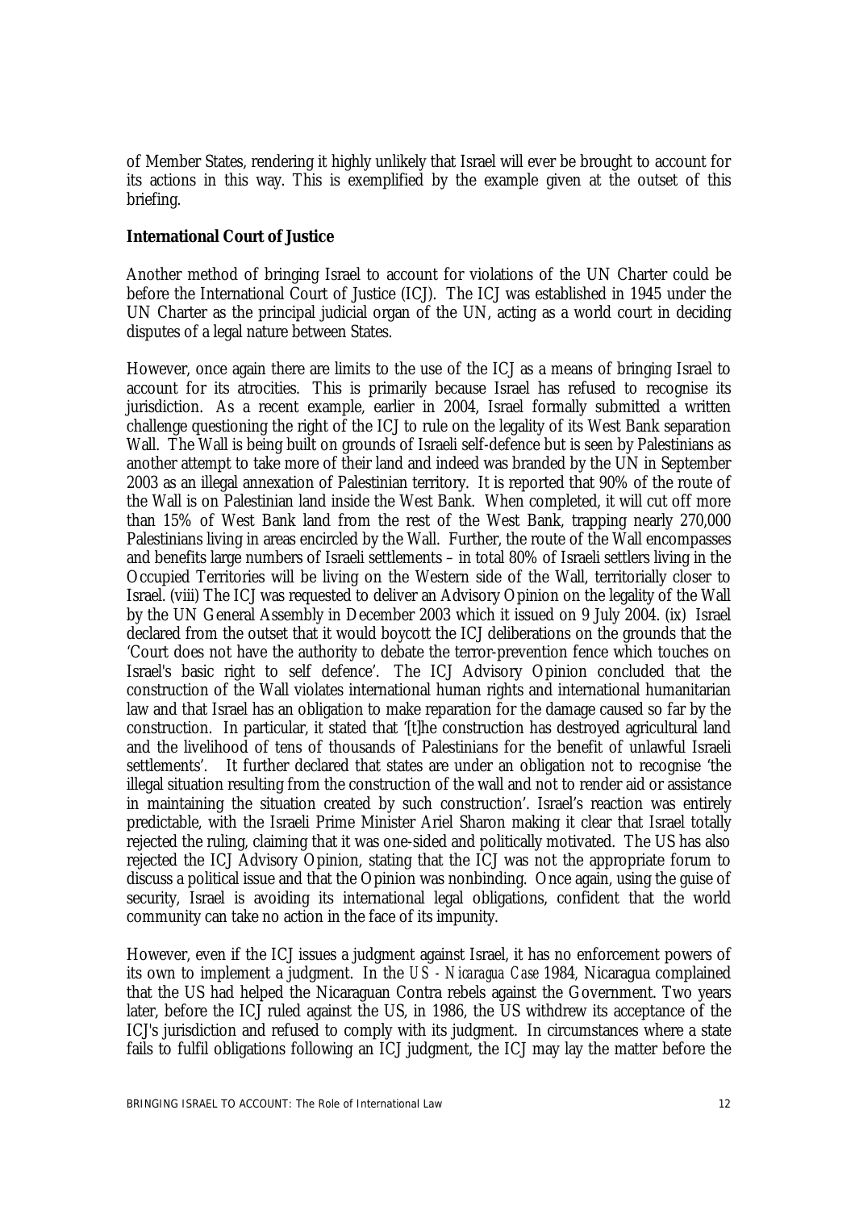of Member States, rendering it highly unlikely that Israel will ever be brought to account for its actions in this way. This is exemplified by the example given at the outset of this briefing.

**International Court of Justice**

Another method of bringing Israel to account for violations of the UN Charter could be before the International Court of Justice (ICJ). The ICJ was established in 1945 under the UN Charter as the principal judicial organ of the UN, acting as a world court in deciding disputes of a legal nature between States.

However, once again there are limits to the use of the ICJ as a means of bringing Israel to account for its atrocities. This is primarily because Israel has refused to recognise its jurisdiction. As a recent example, earlier in 2004, Israel formally submitted a written challenge questioning the right of the ICJ to rule on the legality of its West Bank separation Wall. The Wall is being built on grounds of Israeli self-defence but is seen by Palestinians as another attempt to take more of their land and indeed was branded by the UN in September 2003 as an illegal annexation of Palestinian territory. It is reported that 90% of the route of the Wall is on Palestinian land inside the West Bank. When completed, it will cut off more than 15% of West Bank land from the rest of the West Bank, trapping nearly 270,000 Palestinians living in areas encircled by the Wall. Further, the route of the Wall encompasses and benefits large numbers of Israeli settlements – in total 80% of Israeli settlers living in the Occupied Territories will be living on the Western side of the Wall, territorially closer to Israel. (viii) The ICJ was requested to deliver an Advisory Opinion on the legality of the Wall by the UN General Assembly in December 2003 which it issued on 9 July 2004. (ix) Israel declared from the outset that it would boycott the ICJ deliberations on the grounds that the 'Court does not have the authority to debate the terror-prevention fence which touches on Israel's basic right to self defence'. The ICJ Advisory Opinion concluded that the construction of the Wall violates international human rights and international humanitarian law and that Israel has an obligation to make reparation for the damage caused so far by the construction. In particular, it stated that '[t]he construction has destroyed agricultural land and the livelihood of tens of thousands of Palestinians for the benefit of unlawful Israeli settlements'. It further declared that states are under an obligation not to recognise 'the illegal situation resulting from the construction of the wall and not to render aid or assistance in maintaining the situation created by such construction'. Israel's reaction was entirely predictable, with the Israeli Prime Minister Ariel Sharon making it clear that Israel totally rejected the ruling, claiming that it was one-sided and politically motivated. The US has also rejected the ICJ Advisory Opinion, stating that the ICJ was not the appropriate forum to discuss a political issue and that the Opinion was nonbinding. Once again, using the guise of security, Israel is avoiding its international legal obligations, confident that the world community can take no action in the face of its impunity.

However, even if the ICJ issues a judgment against Israel, it has no enforcement powers of its own to implement a judgment. In the *US - Nicaragua Case* 1984, Nicaragua complained that the US had helped the Nicaraguan Contra rebels against the Government. Two years later, before the ICJ ruled against the US, in 1986, the US withdrew its acceptance of the ICJ's jurisdiction and refused to comply with its judgment. In circumstances where a state fails to fulfil obligations following an ICJ judgment, the ICJ may lay the matter before the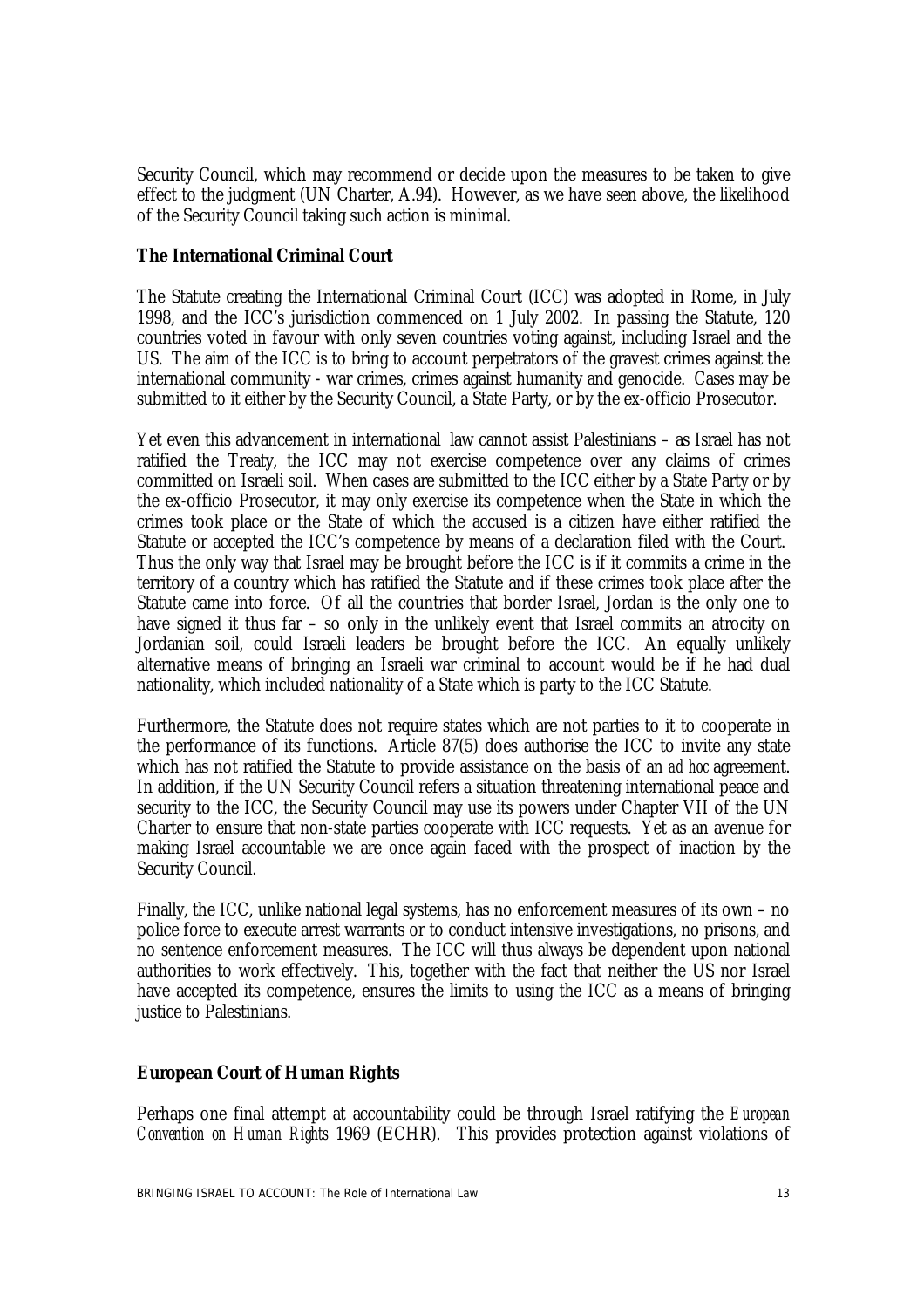Security Council, which may recommend or decide upon the measures to be taken to give effect to the judgment (UN Charter, A.94). However, as we have seen above, the likelihood of the Security Council taking such action is minimal.

**The International Criminal Court**

The Statute creating the International Criminal Court (ICC) was adopted in Rome, in July 1998, and the ICC's jurisdiction commenced on 1 July 2002. In passing the Statute, 120 countries voted in favour with only seven countries voting against, including Israel and the US. The aim of the ICC is to bring to account perpetrators of the gravest crimes against the international community - war crimes, crimes against humanity and genocide. Cases may be submitted to it either by the Security Council, a State Party, or by the ex-officio Prosecutor.

Yet even this advancement in international law cannot assist Palestinians – as Israel has not ratified the Treaty, the ICC may not exercise competence over any claims of crimes committed on Israeli soil. When cases are submitted to the ICC either by a State Party or by the ex-officio Prosecutor, it may only exercise its competence when the State in which the crimes took place or the State of which the accused is a citizen have either ratified the Statute or accepted the ICC's competence by means of a declaration filed with the Court. Thus the only way that Israel may be brought before the ICC is if it commits a crime in the territory of a country which has ratified the Statute and if these crimes took place after the Statute came into force. Of all the countries that border Israel, Jordan is the only one to have signed it thus far – so only in the unlikely event that Israel commits an atrocity on Jordanian soil, could Israeli leaders be brought before the ICC. An equally unlikely alternative means of bringing an Israeli war criminal to account would be if he had dual nationality, which included nationality of a State which is party to the ICC Statute.

Furthermore, the Statute does not require states which are not parties to it to cooperate in the performance of its functions. Article 87(5) does authorise the ICC to invite any state which has not ratified the Statute to provide assistance on the basis of an *ad hoc* agreement. In addition, if the UN Security Council refers a situation threatening international peace and security to the ICC, the Security Council may use its powers under Chapter VII of the UN Charter to ensure that non-state parties cooperate with ICC requests. Yet as an avenue for making Israel accountable we are once again faced with the prospect of inaction by the Security Council.

Finally, the ICC, unlike national legal systems, has no enforcement measures of its own – no police force to execute arrest warrants or to conduct intensive investigations, no prisons, and no sentence enforcement measures. The ICC will thus always be dependent upon national authorities to work effectively. This, together with the fact that neither the US nor Israel have accepted its competence, ensures the limits to using the ICC as a means of bringing justice to Palestinians.

**European Court of Human Rights**

Perhaps one final attempt at accountability could be through Israel ratifying the *European Convention on Human Rights* 1969 (ECHR). This provides protection against violations of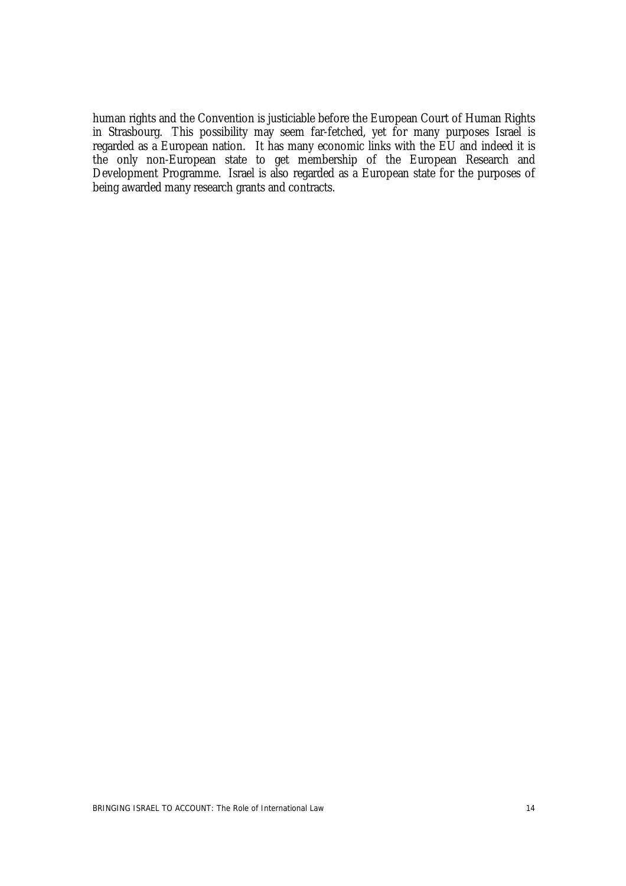human rights and the Convention is justiciable before the European Court of Human Rights in Strasbourg. This possibility may seem far-fetched, yet for many purposes Israel is regarded as a European nation. It has many economic links with the EU and indeed it is the only non-European state to get membership of the European Research and Development Programme. Israel is also regarded as a European state for the purposes of being awarded many research grants and contracts.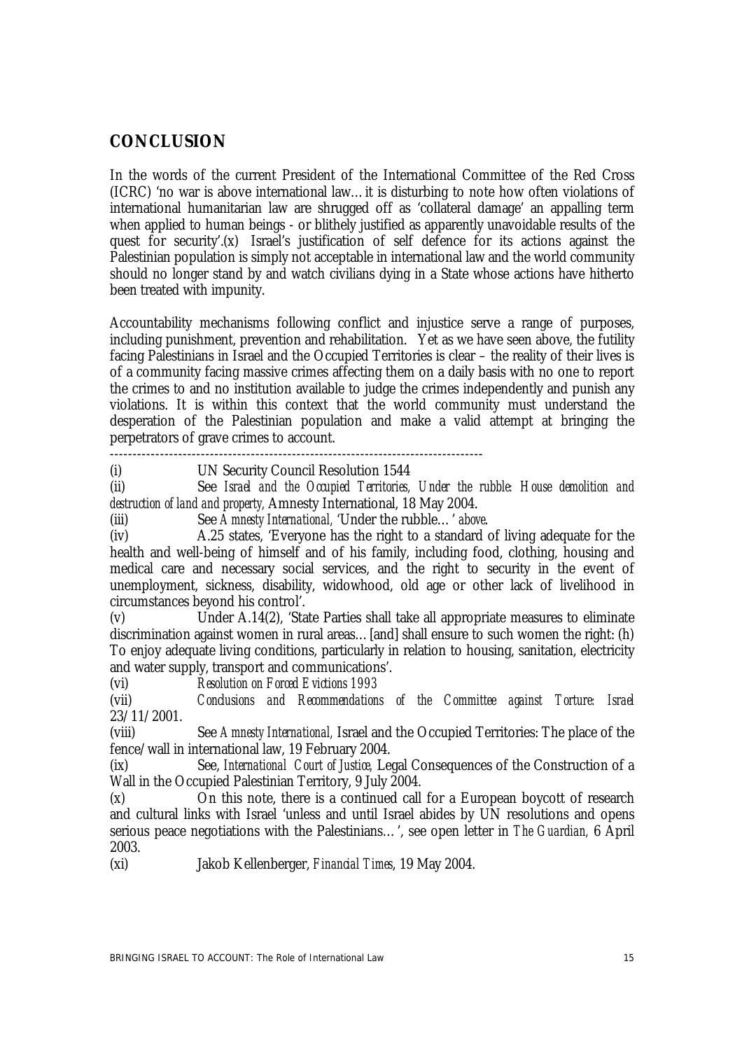## CONCLUSION

In the words of the current President of the International Committee of the Red Cross (ICRC) 'no war is above international law…it is disturbing to note how often violations of international humanitarian law are shrugged off as 'collateral damage' an appalling term when applied to human beings - or blithely justified as apparently unavoidable results of the quest for security'.(x) Israel's justification of self defence for its actions against the Palestinian population is simply not acceptable in international law and the world community should no longer stand by and watch civilians dying in a State whose actions have hitherto been treated with impunity.

Accountability mechanisms following conflict and injustice serve a range of purposes, including punishment, prevention and rehabilitation. Yet as we have seen above, the futility facing Palestinians in Israel and the Occupied Territories is clear – the reality of their lives is of a community facing massive crimes affecting them on a daily basis with no one to report the crimes to and no institution available to judge the crimes independently and punish any violations. It is within this context that the world community must understand the desperation of the Palestinian population and make a valid attempt at bringing the perpetrators of grave crimes to account.

---

(i) UN Security Council Resolution 1544

(ii) See *Israel and the Occupied Territories, Under the rubble: House demolition and destruction of land and property,* Amnesty International, 18 May 2004.

(iii) See *Amnesty International,* 'Under the rubble…' *above*.

(iv) A.25 states, 'Everyone has the right to a standard of living adequate for the health and well-being of himself and of his family, including food, clothing, housing and medical care and necessary social services, and the right to security in the event of unemployment, sickness, disability, widowhood, old age or other lack of livelihood in circumstances beyond his control'.

(v) Under A.14(2), 'State Parties shall take all appropriate measures to eliminate discrimination against women in rural areas…[and] shall ensure to such women the right: (h) To enjoy adequate living conditions, particularly in relation to housing, sanitation, electricity and water supply, transport and communications'.

(vi) *Resolution on Forced Evictions 1993*

(vii) *Conclusions and Recommendations of the Committee against Torture: Israel* 23/11/2001.

(viii) See *Amnesty International,* Israel and the Occupied Territories: The place of the fence/wall in international law, 19 February 2004.

(ix) See, *International Court of Justice,* Legal Consequences of the Construction of a Wall in the Occupied Palestinian Territory, 9 July 2004.

(x) On this note, there is a continued call for a European boycott of research and cultural links with Israel 'unless and until Israel abides by UN resolutions and opens serious peace negotiations with the Palestinians…', see open letter in *The Guardian,* 6 April 2003.

(xi) Jakob Kellenberger, *Financial Times*, 19 May 2004.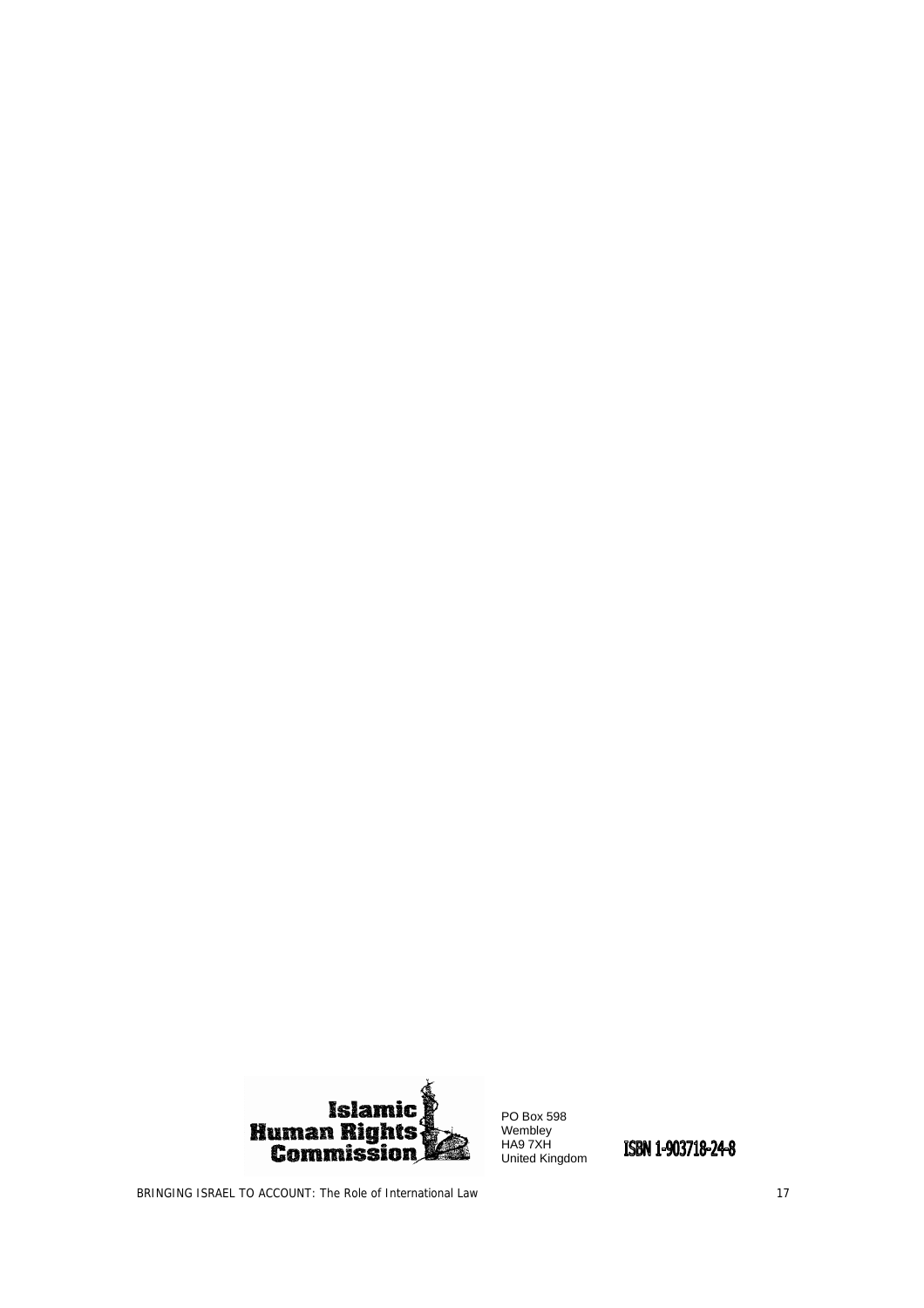Islamic Human Rights Commission

PO Box 598
Wembley
HA9 7XH
United Kingdom

ISBN 1-903718-24-8